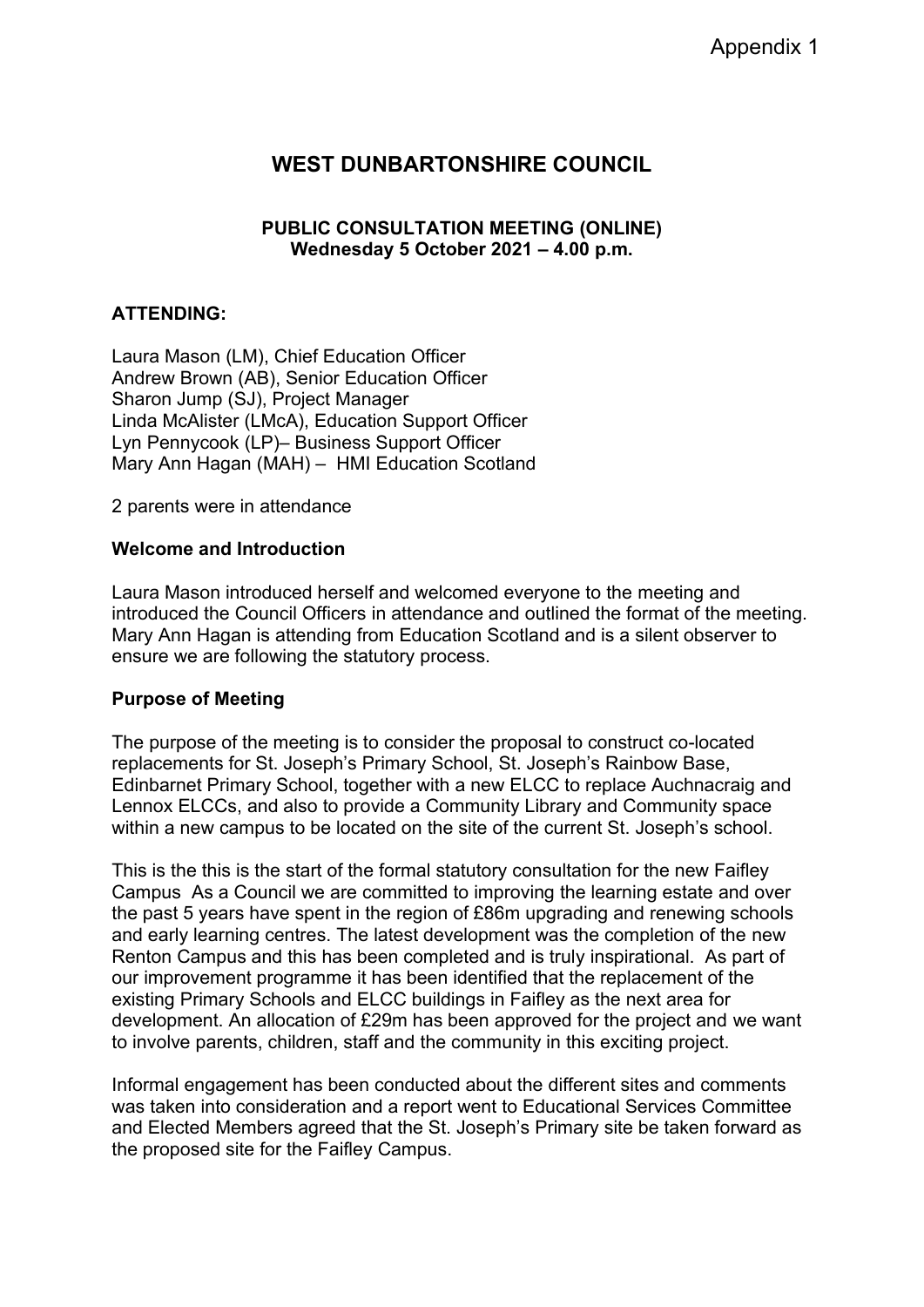Appendix 1

# WEST DUNBARTONSHIRE COUNCIL

**PUBLIC CONSULTATION MEETING (ONLINE)**
**Wednesday 5 October 2021 – 4.00 p.m.**

**ATTENDING:**

Laura Mason (LM), Chief Education Officer
Andrew Brown (AB), Senior Education Officer
Sharon Jump (SJ), Project Manager
Linda McAlister (LMcA), Education Support Officer
Lyn Pennycook (LP)– Business Support Officer
Mary Ann Hagan (MAH) – HMI Education Scotland

2 parents were in attendance

**Welcome and Introduction**

Laura Mason introduced herself and welcomed everyone to the meeting and introduced the Council Officers in attendance and outlined the format of the meeting. Mary Ann Hagan is attending from Education Scotland and is a silent observer to ensure we are following the statutory process.

**Purpose of Meeting**

The purpose of the meeting is to consider the proposal to construct co-located replacements for St. Joseph's Primary School, St. Joseph's Rainbow Base, Edinbarnet Primary School, together with a new ELCC to replace Auchnacraig and Lennox ELCCs, and also to provide a Community Library and Community space within a new campus to be located on the site of the current St. Joseph's school.

This is the this is the start of the formal statutory consultation for the new Faifley Campus As a Council we are committed to improving the learning estate and over the past 5 years have spent in the region of £86m upgrading and renewing schools and early learning centres. The latest development was the completion of the new Renton Campus and this has been completed and is truly inspirational. As part of our improvement programme it has been identified that the replacement of the existing Primary Schools and ELCC buildings in Faifley as the next area for development. An allocation of £29m has been approved for the project and we want to involve parents, children, staff and the community in this exciting project.

Informal engagement has been conducted about the different sites and comments was taken into consideration and a report went to Educational Services Committee and Elected Members agreed that the St. Joseph's Primary site be taken forward as the proposed site for the Faifley Campus.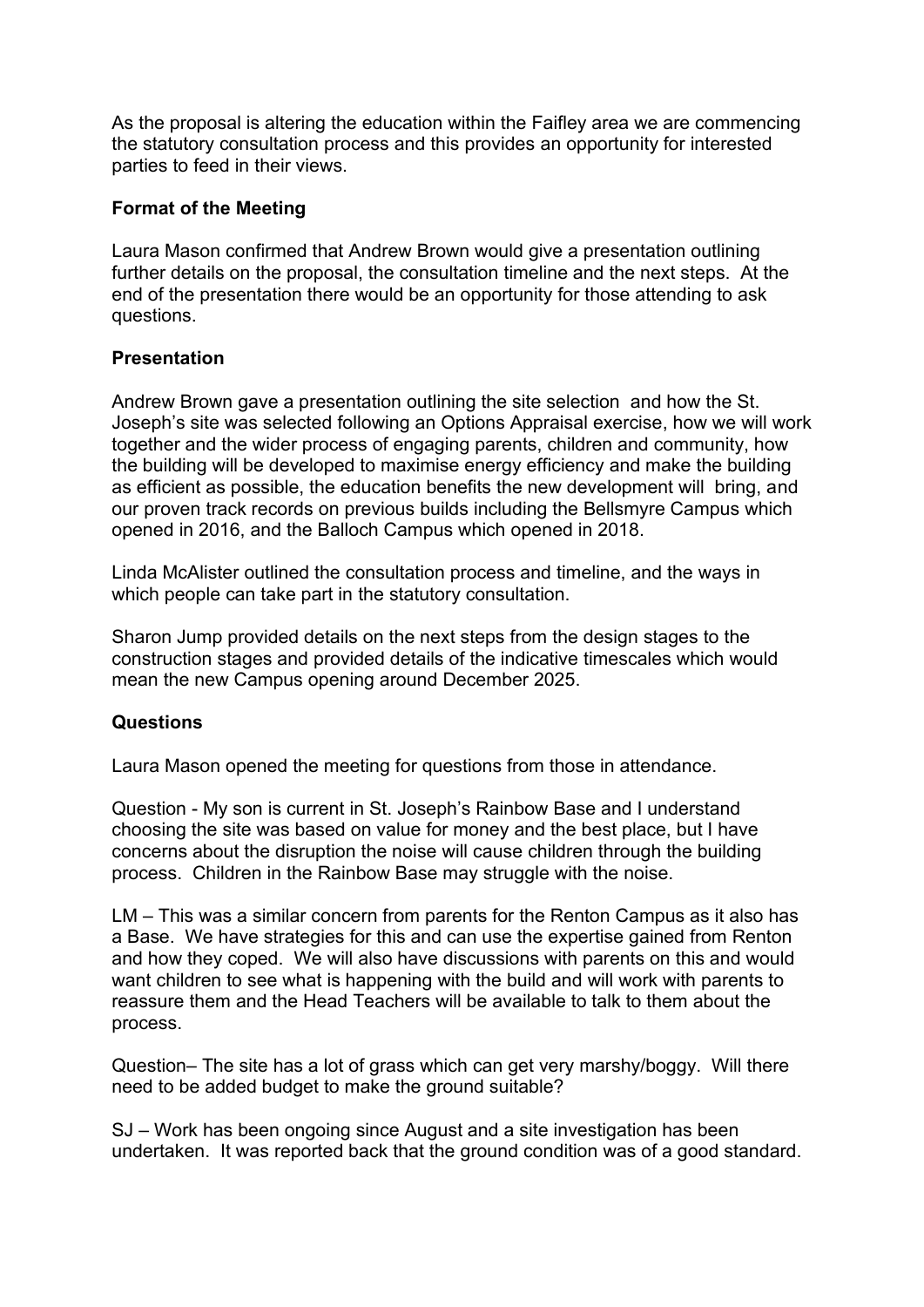As the proposal is altering the education within the Faifley area we are commencing the statutory consultation process and this provides an opportunity for interested parties to feed in their views.

**Format of the Meeting**

Laura Mason confirmed that Andrew Brown would give a presentation outlining further details on the proposal, the consultation timeline and the next steps. At the end of the presentation there would be an opportunity for those attending to ask questions.

**Presentation**

Andrew Brown gave a presentation outlining the site selection and how the St. Joseph's site was selected following an Options Appraisal exercise, how we will work together and the wider process of engaging parents, children and community, how the building will be developed to maximise energy efficiency and make the building as efficient as possible, the education benefits the new development will bring, and our proven track records on previous builds including the Bellsmyre Campus which opened in 2016, and the Balloch Campus which opened in 2018.

Linda McAlister outlined the consultation process and timeline, and the ways in which people can take part in the statutory consultation.

Sharon Jump provided details on the next steps from the design stages to the construction stages and provided details of the indicative timescales which would mean the new Campus opening around December 2025.

**Questions**

Laura Mason opened the meeting for questions from those in attendance.

Question - My son is current in St. Joseph's Rainbow Base and I understand choosing the site was based on value for money and the best place, but I have concerns about the disruption the noise will cause children through the building process. Children in the Rainbow Base may struggle with the noise.

LM – This was a similar concern from parents for the Renton Campus as it also has a Base. We have strategies for this and can use the expertise gained from Renton and how they coped. We will also have discussions with parents on this and would want children to see what is happening with the build and will work with parents to reassure them and the Head Teachers will be available to talk to them about the process.

Question– The site has a lot of grass which can get very marshy/boggy. Will there need to be added budget to make the ground suitable?

SJ – Work has been ongoing since August and a site investigation has been undertaken. It was reported back that the ground condition was of a good standard.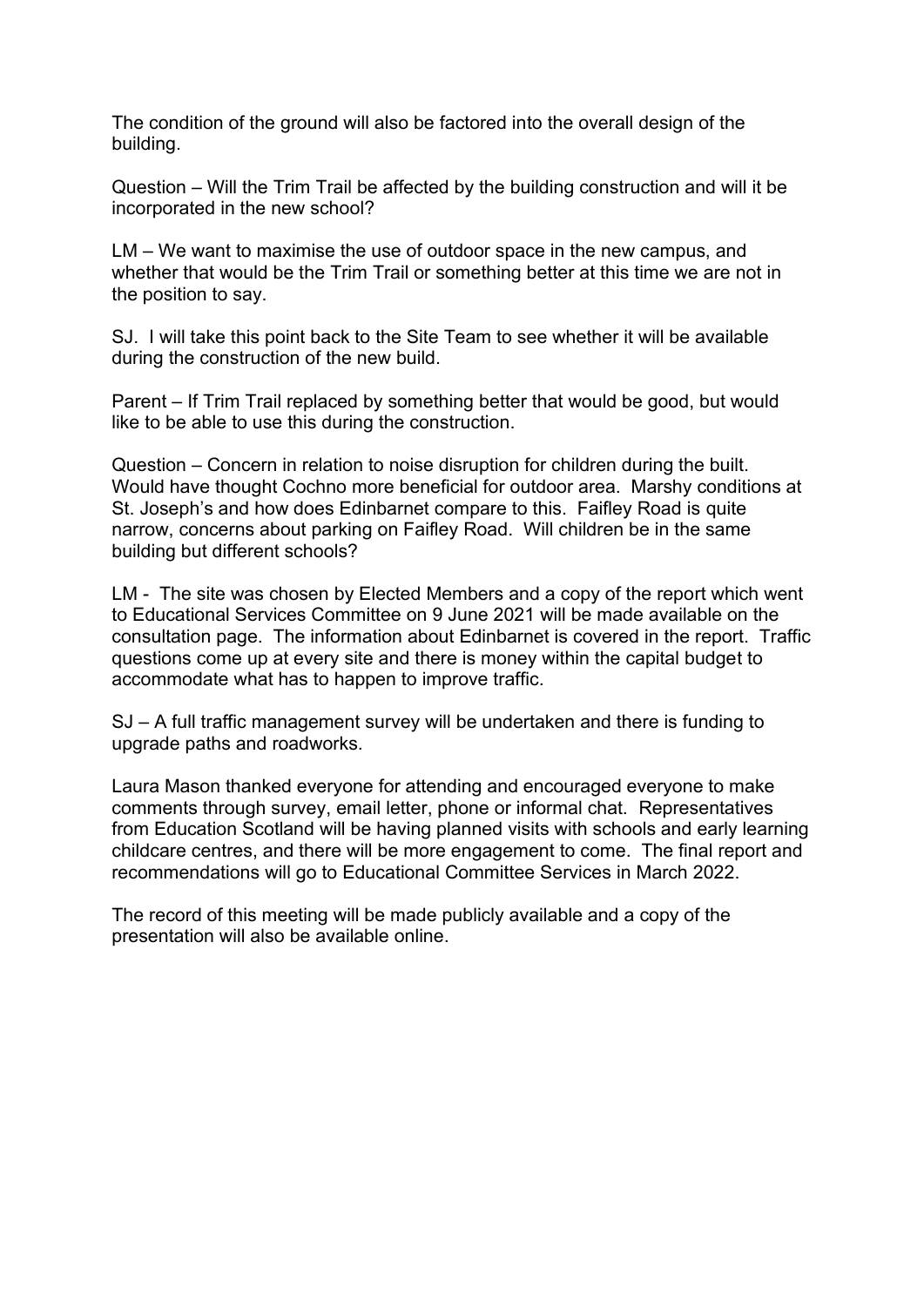The condition of the ground will also be factored into the overall design of the building.

Question – Will the Trim Trail be affected by the building construction and will it be incorporated in the new school?

LM – We want to maximise the use of outdoor space in the new campus, and whether that would be the Trim Trail or something better at this time we are not in the position to say.

SJ. I will take this point back to the Site Team to see whether it will be available during the construction of the new build.

Parent – If Trim Trail replaced by something better that would be good, but would like to be able to use this during the construction.

Question – Concern in relation to noise disruption for children during the built. Would have thought Cochno more beneficial for outdoor area. Marshy conditions at St. Joseph's and how does Edinbarnet compare to this. Faifley Road is quite narrow, concerns about parking on Faifley Road. Will children be in the same building but different schools?

LM - The site was chosen by Elected Members and a copy of the report which went to Educational Services Committee on 9 June 2021 will be made available on the consultation page. The information about Edinbarnet is covered in the report. Traffic questions come up at every site and there is money within the capital budget to accommodate what has to happen to improve traffic.

SJ – A full traffic management survey will be undertaken and there is funding to upgrade paths and roadworks.

Laura Mason thanked everyone for attending and encouraged everyone to make comments through survey, email letter, phone or informal chat. Representatives from Education Scotland will be having planned visits with schools and early learning childcare centres, and there will be more engagement to come. The final report and recommendations will go to Educational Committee Services in March 2022.

The record of this meeting will be made publicly available and a copy of the presentation will also be available online.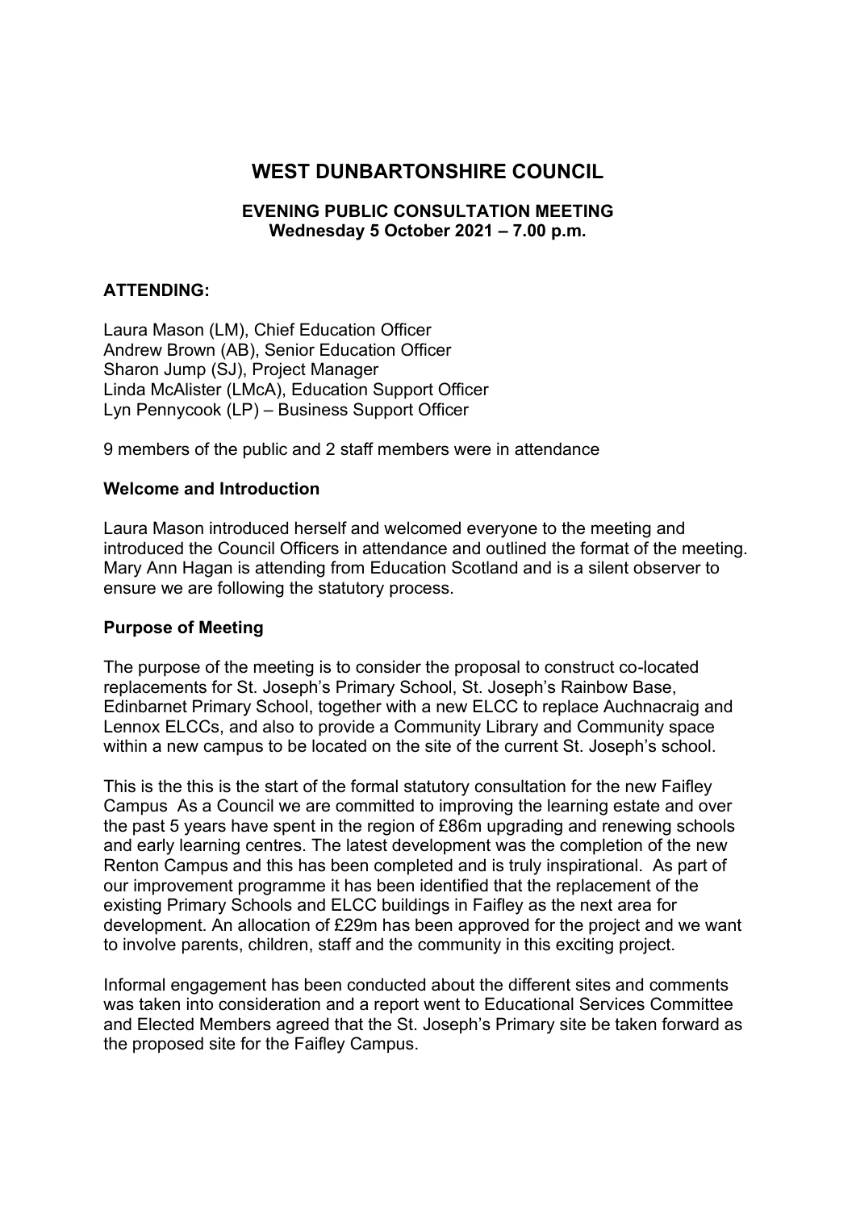# WEST DUNBARTONSHIRE COUNCIL

### EVENING PUBLIC CONSULTATION MEETING
**Wednesday 5 October 2021 – 7.00 p.m.**

**ATTENDING:**

Laura Mason (LM), Chief Education Officer
Andrew Brown (AB), Senior Education Officer
Sharon Jump (SJ), Project Manager
Linda McAlister (LMcA), Education Support Officer
Lyn Pennycook (LP) – Business Support Officer

9 members of the public and 2 staff members were in attendance

**Welcome and Introduction**

Laura Mason introduced herself and welcomed everyone to the meeting and introduced the Council Officers in attendance and outlined the format of the meeting. Mary Ann Hagan is attending from Education Scotland and is a silent observer to ensure we are following the statutory process.

**Purpose of Meeting**

The purpose of the meeting is to consider the proposal to construct co-located replacements for St. Joseph's Primary School, St. Joseph's Rainbow Base, Edinbarnet Primary School, together with a new ELCC to replace Auchnacraig and Lennox ELCCs, and also to provide a Community Library and Community space within a new campus to be located on the site of the current St. Joseph's school.

This is the this is the start of the formal statutory consultation for the new Faifley Campus As a Council we are committed to improving the learning estate and over the past 5 years have spent in the region of £86m upgrading and renewing schools and early learning centres. The latest development was the completion of the new Renton Campus and this has been completed and is truly inspirational. As part of our improvement programme it has been identified that the replacement of the existing Primary Schools and ELCC buildings in Faifley as the next area for development. An allocation of £29m has been approved for the project and we want to involve parents, children, staff and the community in this exciting project.

Informal engagement has been conducted about the different sites and comments was taken into consideration and a report went to Educational Services Committee and Elected Members agreed that the St. Joseph's Primary site be taken forward as the proposed site for the Faifley Campus.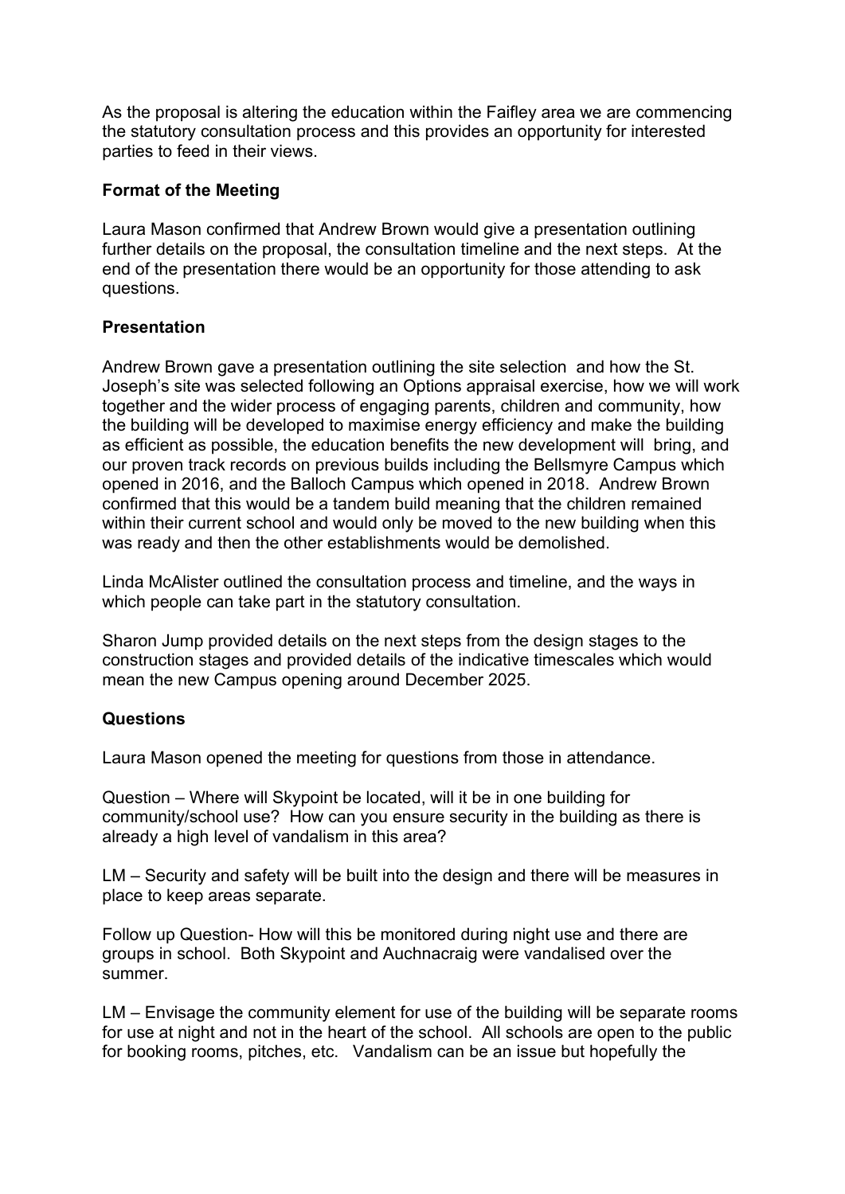As the proposal is altering the education within the Faifley area we are commencing the statutory consultation process and this provides an opportunity for interested parties to feed in their views.

**Format of the Meeting**

Laura Mason confirmed that Andrew Brown would give a presentation outlining further details on the proposal, the consultation timeline and the next steps. At the end of the presentation there would be an opportunity for those attending to ask questions.

**Presentation**

Andrew Brown gave a presentation outlining the site selection and how the St. Joseph's site was selected following an Options appraisal exercise, how we will work together and the wider process of engaging parents, children and community, how the building will be developed to maximise energy efficiency and make the building as efficient as possible, the education benefits the new development will bring, and our proven track records on previous builds including the Bellsmyre Campus which opened in 2016, and the Balloch Campus which opened in 2018. Andrew Brown confirmed that this would be a tandem build meaning that the children remained within their current school and would only be moved to the new building when this was ready and then the other establishments would be demolished.

Linda McAlister outlined the consultation process and timeline, and the ways in which people can take part in the statutory consultation.

Sharon Jump provided details on the next steps from the design stages to the construction stages and provided details of the indicative timescales which would mean the new Campus opening around December 2025.

**Questions**

Laura Mason opened the meeting for questions from those in attendance.

Question – Where will Skypoint be located, will it be in one building for community/school use? How can you ensure security in the building as there is already a high level of vandalism in this area?

LM – Security and safety will be built into the design and there will be measures in place to keep areas separate.

Follow up Question- How will this be monitored during night use and there are groups in school. Both Skypoint and Auchnacraig were vandalised over the summer.

LM – Envisage the community element for use of the building will be separate rooms for use at night and not in the heart of the school. All schools are open to the public for booking rooms, pitches, etc. Vandalism can be an issue but hopefully the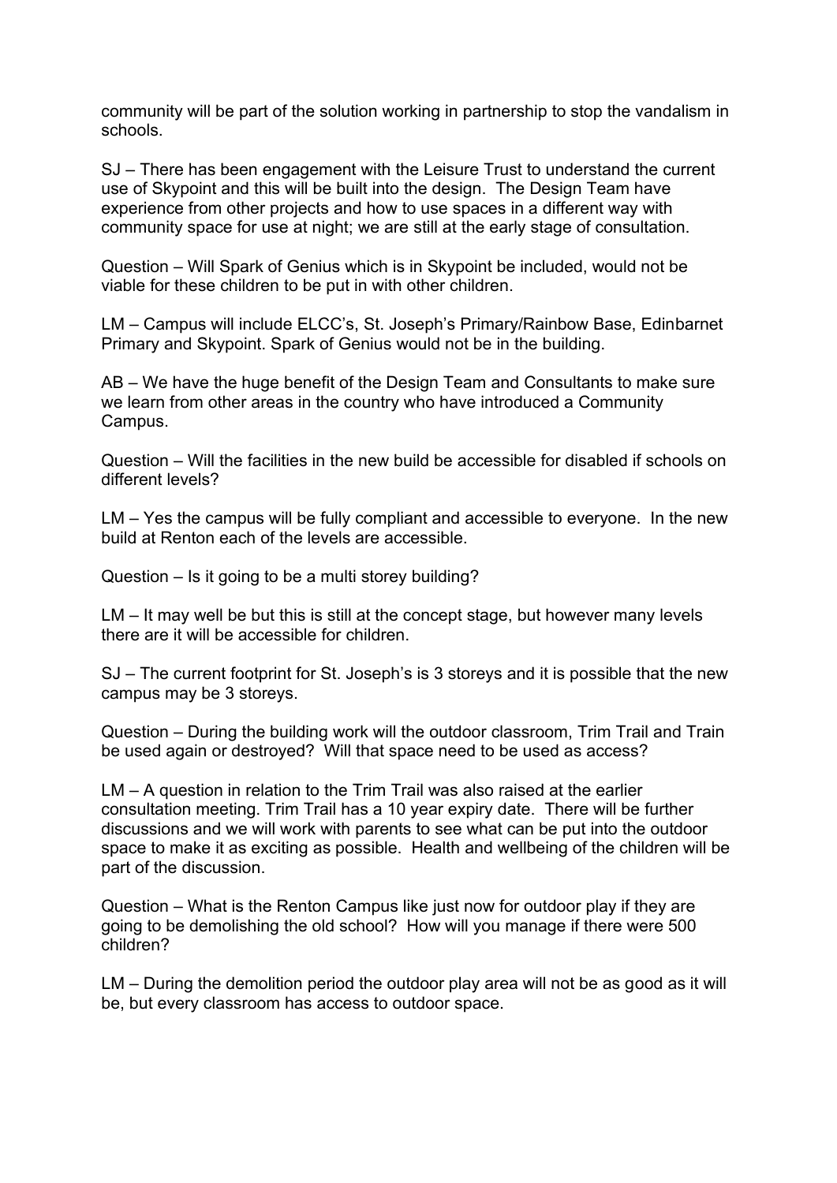community will be part of the solution working in partnership to stop the vandalism in schools.

SJ – There has been engagement with the Leisure Trust to understand the current use of Skypoint and this will be built into the design. The Design Team have experience from other projects and how to use spaces in a different way with community space for use at night; we are still at the early stage of consultation.

Question – Will Spark of Genius which is in Skypoint be included, would not be viable for these children to be put in with other children.

LM – Campus will include ELCC's, St. Joseph's Primary/Rainbow Base, Edinbarnet Primary and Skypoint. Spark of Genius would not be in the building.

AB – We have the huge benefit of the Design Team and Consultants to make sure we learn from other areas in the country who have introduced a Community Campus.

Question – Will the facilities in the new build be accessible for disabled if schools on different levels?

LM – Yes the campus will be fully compliant and accessible to everyone. In the new build at Renton each of the levels are accessible.

Question – Is it going to be a multi storey building?

LM – It may well be but this is still at the concept stage, but however many levels there are it will be accessible for children.

SJ – The current footprint for St. Joseph's is 3 storeys and it is possible that the new campus may be 3 storeys.

Question – During the building work will the outdoor classroom, Trim Trail and Train be used again or destroyed? Will that space need to be used as access?

LM – A question in relation to the Trim Trail was also raised at the earlier consultation meeting. Trim Trail has a 10 year expiry date. There will be further discussions and we will work with parents to see what can be put into the outdoor space to make it as exciting as possible. Health and wellbeing of the children will be part of the discussion.

Question – What is the Renton Campus like just now for outdoor play if they are going to be demolishing the old school? How will you manage if there were 500 children?

LM – During the demolition period the outdoor play area will not be as good as it will be, but every classroom has access to outdoor space.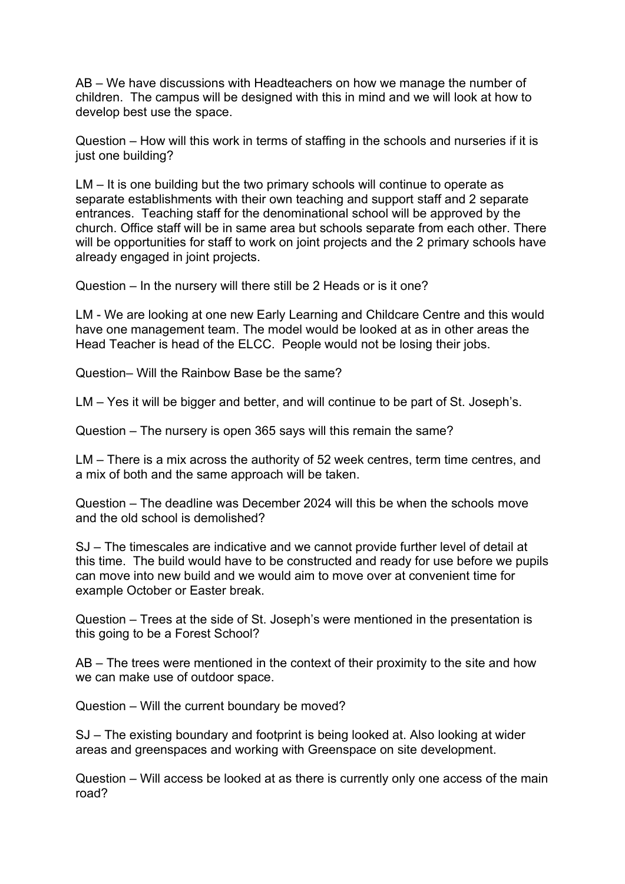AB – We have discussions with Headteachers on how we manage the number of children. The campus will be designed with this in mind and we will look at how to develop best use the space.

Question – How will this work in terms of staffing in the schools and nurseries if it is just one building?

LM – It is one building but the two primary schools will continue to operate as separate establishments with their own teaching and support staff and 2 separate entrances. Teaching staff for the denominational school will be approved by the church. Office staff will be in same area but schools separate from each other. There will be opportunities for staff to work on joint projects and the 2 primary schools have already engaged in joint projects.

Question – In the nursery will there still be 2 Heads or is it one?

LM - We are looking at one new Early Learning and Childcare Centre and this would have one management team. The model would be looked at as in other areas the Head Teacher is head of the ELCC. People would not be losing their jobs.

Question– Will the Rainbow Base be the same?

LM – Yes it will be bigger and better, and will continue to be part of St. Joseph's.

Question – The nursery is open 365 says will this remain the same?

LM – There is a mix across the authority of 52 week centres, term time centres, and a mix of both and the same approach will be taken.

Question – The deadline was December 2024 will this be when the schools move and the old school is demolished?

SJ – The timescales are indicative and we cannot provide further level of detail at this time. The build would have to be constructed and ready for use before we pupils can move into new build and we would aim to move over at convenient time for example October or Easter break.

Question – Trees at the side of St. Joseph's were mentioned in the presentation is this going to be a Forest School?

AB – The trees were mentioned in the context of their proximity to the site and how we can make use of outdoor space.

Question – Will the current boundary be moved?

SJ – The existing boundary and footprint is being looked at. Also looking at wider areas and greenspaces and working with Greenspace on site development.

Question – Will access be looked at as there is currently only one access of the main road?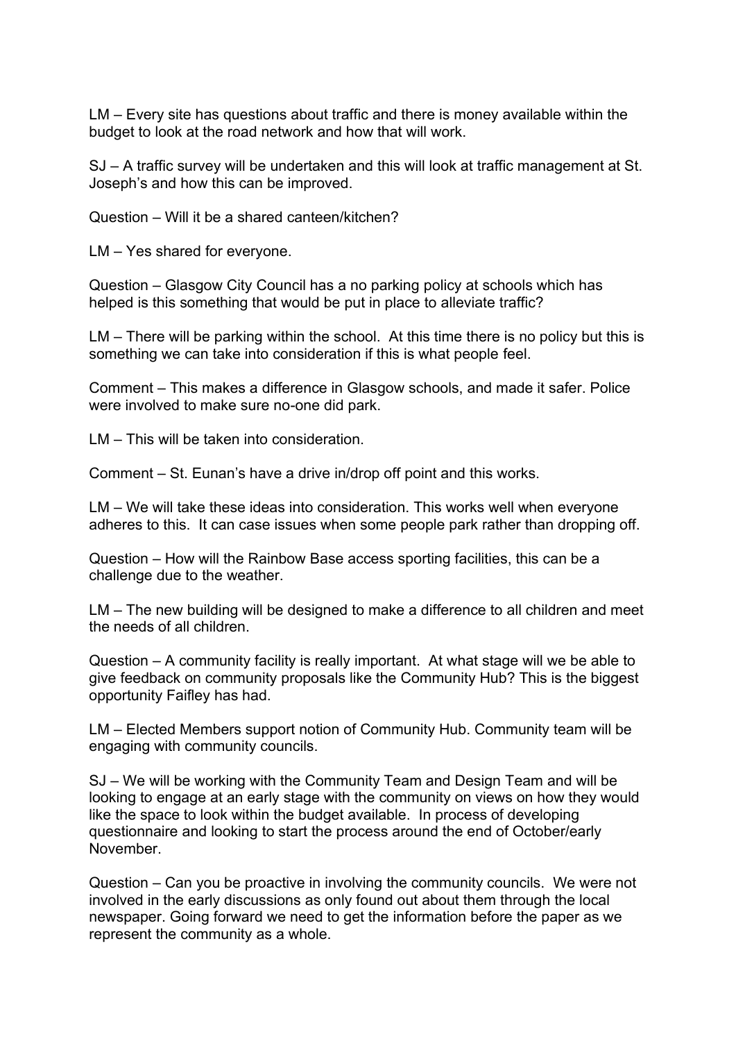LM – Every site has questions about traffic and there is money available within the budget to look at the road network and how that will work.

SJ – A traffic survey will be undertaken and this will look at traffic management at St. Joseph's and how this can be improved.

Question – Will it be a shared canteen/kitchen?

LM – Yes shared for everyone.

Question – Glasgow City Council has a no parking policy at schools which has helped is this something that would be put in place to alleviate traffic?

LM – There will be parking within the school. At this time there is no policy but this is something we can take into consideration if this is what people feel.

Comment – This makes a difference in Glasgow schools, and made it safer. Police were involved to make sure no-one did park.

LM – This will be taken into consideration.

Comment – St. Eunan's have a drive in/drop off point and this works.

LM – We will take these ideas into consideration. This works well when everyone adheres to this. It can case issues when some people park rather than dropping off.

Question – How will the Rainbow Base access sporting facilities, this can be a challenge due to the weather.

LM – The new building will be designed to make a difference to all children and meet the needs of all children.

Question – A community facility is really important. At what stage will we be able to give feedback on community proposals like the Community Hub? This is the biggest opportunity Faifley has had.

LM – Elected Members support notion of Community Hub. Community team will be engaging with community councils.

SJ – We will be working with the Community Team and Design Team and will be looking to engage at an early stage with the community on views on how they would like the space to look within the budget available. In process of developing questionnaire and looking to start the process around the end of October/early November.

Question – Can you be proactive in involving the community councils. We were not involved in the early discussions as only found out about them through the local newspaper. Going forward we need to get the information before the paper as we represent the community as a whole.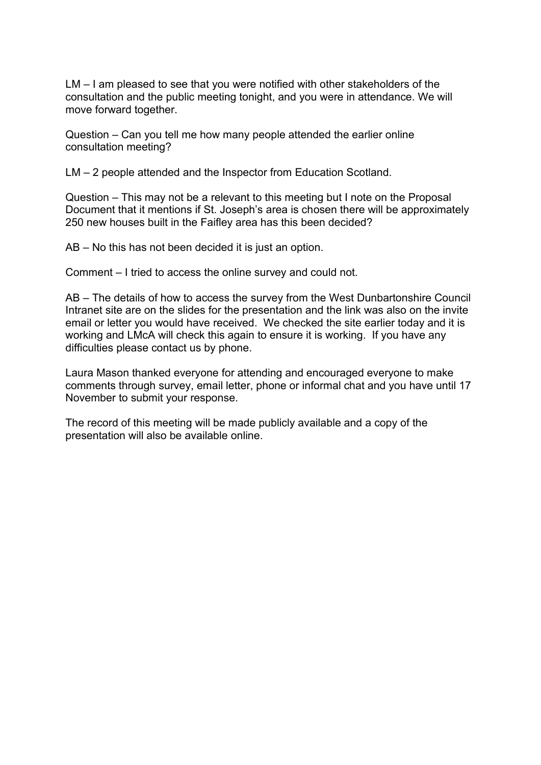LM – I am pleased to see that you were notified with other stakeholders of the consultation and the public meeting tonight, and you were in attendance. We will move forward together.

Question – Can you tell me how many people attended the earlier online consultation meeting?

LM – 2 people attended and the Inspector from Education Scotland.

Question – This may not be a relevant to this meeting but I note on the Proposal Document that it mentions if St. Joseph's area is chosen there will be approximately 250 new houses built in the Faifley area has this been decided?

AB – No this has not been decided it is just an option.

Comment – I tried to access the online survey and could not.

AB – The details of how to access the survey from the West Dunbartonshire Council Intranet site are on the slides for the presentation and the link was also on the invite email or letter you would have received.  We checked the site earlier today and it is working and LMcA will check this again to ensure it is working.  If you have any difficulties please contact us by phone.

Laura Mason thanked everyone for attending and encouraged everyone to make comments through survey, email letter, phone or informal chat and you have until 17 November to submit your response.

The record of this meeting will be made publicly available and a copy of the presentation will also be available online.